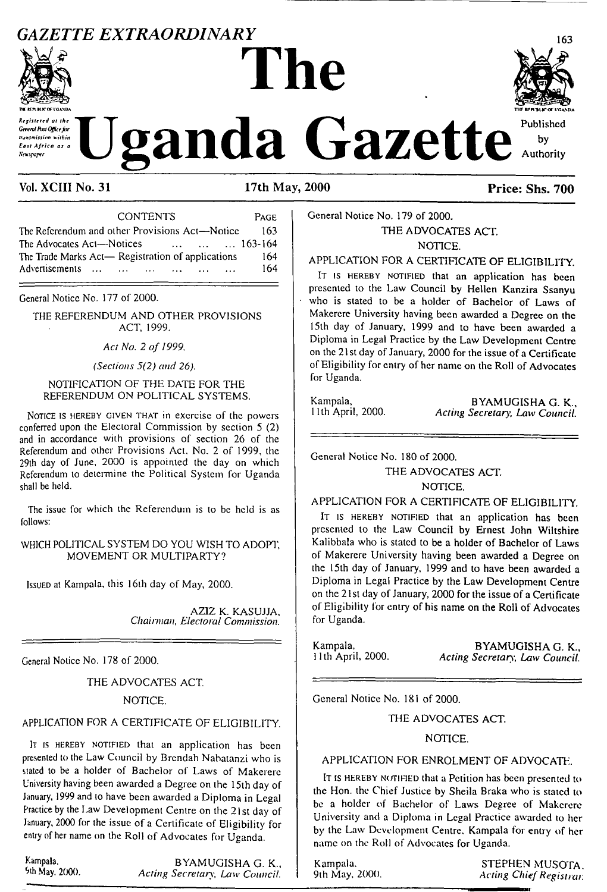# GAZETTE EXTRAORDINARY

# The Uganda Gazette

Registered at the General Post Office for transmission within East Africa as a Newspaper

Published by Authority

Vol. XCIII No. 31 | 17th May, 2000 | Price: Shs. 700

CONTENTS

| | PAGE |
|---|---|
| The Referendum and other Provisions Act—Notice | 163 |
| The Advocates Act—Notices ... ... ... ... | 163-164 |
| The Trade Marks Act— Registration of applications | 164 |
| Advertisements ... ... ... ... ... ... ... | 164 |

General Notice No. 177 of 2000.

THE REFERENDUM AND OTHER PROVISIONS ACT, 1999.

*Act No. 2 of 1999.*

*(Sections 5(2) and 26).*

NOTIFICATION OF THE DATE FOR THE REFERENDUM ON POLITICAL SYSTEMS.

NOTICE IS HEREBY GIVEN THAT in exercise of the powers conferred upon the Electoral Commission by section 5 (2) and in accordance with provisions of section 26 of the Referendum and other Provisions Act, No. 2 of 1999, the 29th day of June, 2000 is appointed the day on which Referendum to determine the Political System for Uganda shall be held.

The issue for which the Referendum is to be held is as follows:

WHICH POLITICAL SYSTEM DO YOU WISH TO ADOPT, MOVEMENT OR MULTIPARTY?

ISSUED at Kampala, this 16th day of May, 2000.

AZIZ K. KASUJJA,
*Chairman, Electoral Commission.*

---

General Notice No. 178 of 2000.

THE ADVOCATES ACT.

NOTICE.

APPLICATION FOR A CERTIFICATE OF ELIGIBILITY.

IT IS HEREBY NOTIFIED that an application has been presented to the Law Council by Brendah Nabatanzi who is stated to be a holder of Bachelor of Laws of Makerere University having been awarded a Degree on the 15th day of January, 1999 and to have been awarded a Diploma in Legal Practice by the Law Development Centre on the 21st day of January, 2000 for the issue of a Certificate of Eligibility for entry of her name on the Roll of Advocates for Uganda.

Kampala,
5th May, 2000.

BYAMUGISHA G. K.,
*Acting Secretary, Law Council.*

---

General Notice No. 179 of 2000.

THE ADVOCATES ACT.

NOTICE.

APPLICATION FOR A CERTIFICATE OF ELIGIBILITY.

IT IS HEREBY NOTIFIED that an application has been presented to the Law Council by Hellen Kanzira Ssanyu who is stated to be a holder of Bachelor of Laws of Makerere University having been awarded a Degree on the 15th day of January, 1999 and to have been awarded a Diploma in Legal Practice by the Law Development Centre on the 21st day of January, 2000 for the issue of a Certificate of Eligibility for entry of her name on the Roll of Advocates for Uganda.

Kampala,
11th April, 2000.

BYAMUGISHA G. K.,
*Acting Secretary, Law Council.*

---

General Notice No. 180 of 2000.

THE ADVOCATES ACT.

NOTICE.

APPLICATION FOR A CERTIFICATE OF ELIGIBILITY.

IT IS HEREBY NOTIFIED that an application has been presented to the Law Council by Ernest John Wiltshire Kalibbala who is stated to be a holder of Bachelor of Laws of Makerere University having been awarded a Degree on the 15th day of January, 1999 and to have been awarded a Diploma in Legal Practice by the Law Development Centre on the 21st day of January, 2000 for the issue of a Certificate of Eligibility for entry of his name on the Roll of Advocates for Uganda.

Kampala,
11th April, 2000.

BYAMUGISHA G. K.,
*Acting Secretary, Law Council.*

---

General Notice No. 181 of 2000.

THE ADVOCATES ACT.

NOTICE.

APPLICATION FOR ENROLMENT OF ADVOCATE.

IT IS HEREBY NOTIFIED that a Petition has been presented to the Hon. the Chief Justice by Sheila Braka who is stated to be a holder of Bachelor of Laws Degree of Makerere University and a Diploma in Legal Practice awarded to her by the Law Development Centre, Kampala for entry of her name on the Roll of Advocates for Uganda.

Kampala,
9th May, 2000.

STEPHEN MUSOTA,
*Acting Chief Registrar.*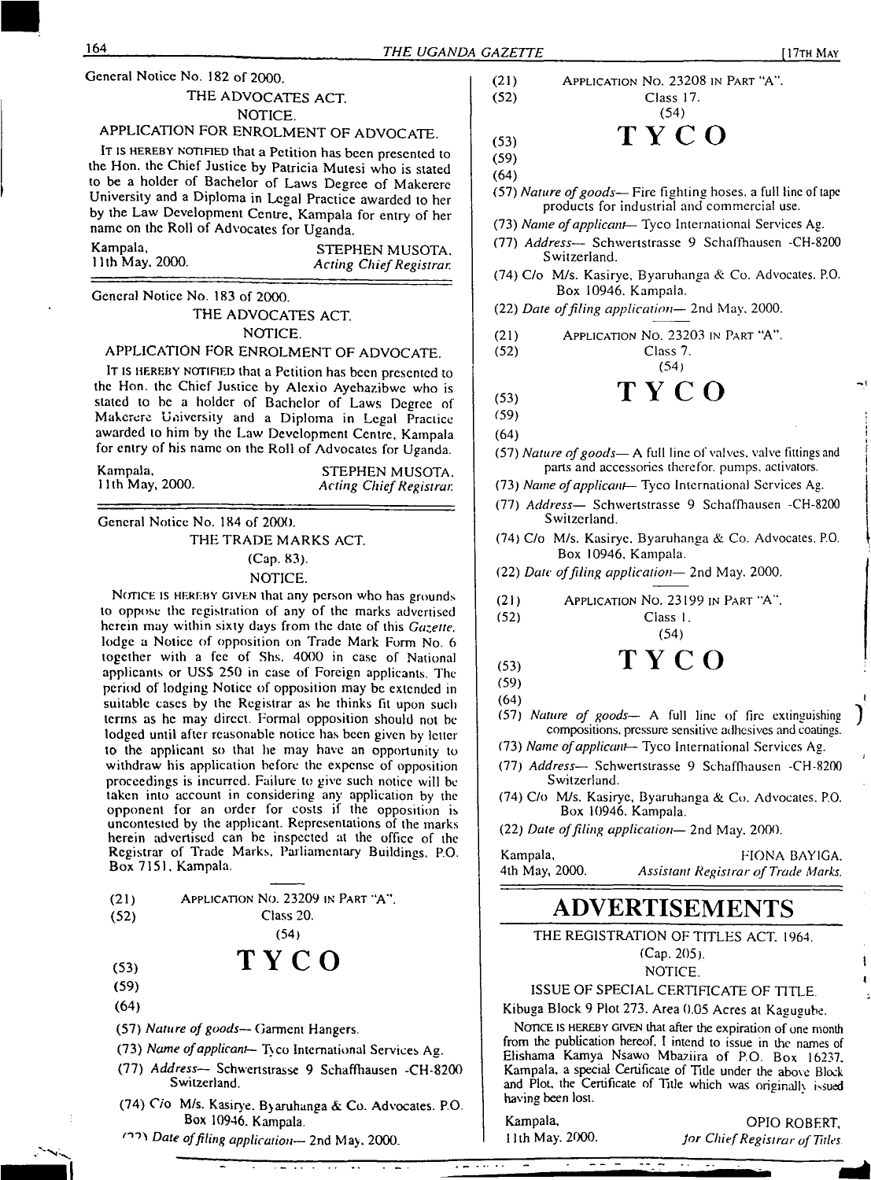General Notice No. 182 of 2000.

THE ADVOCATES ACT.

NOTICE.

APPLICATION FOR ENROLMENT OF ADVOCATE.

It is hereby notified that a Petition has been presented to the Hon. the Chief Justice by Patricia Mutesi who is stated to be a holder of Bachelor of Laws Degree of Makerere University and a Diploma in Legal Practice awarded to her by the Law Development Centre, Kampala for entry of her name on the Roll of Advocates for Uganda.

Kampala, 11th May, 2000.

STEPHEN MUSOTA, *Acting Chief Registrar.*

---

General Notice No. 183 of 2000.

THE ADVOCATES ACT.

NOTICE.

APPLICATION FOR ENROLMENT OF ADVOCATE.

It is hereby notified that a Petition has been presented to the Hon. the Chief Justice by Alexio Ayebazibwe who is stated to be a holder of Bachelor of Laws Degree of Makerere University and a Diploma in Legal Practice awarded to him by the Law Development Centre, Kampala for entry of his name on the Roll of Advocates for Uganda.

Kampala, 11th May, 2000.

STEPHEN MUSOTA, *Acting Chief Registrar.*

---

General Notice No. 184 of 2000.

THE TRADE MARKS ACT.

(Cap. 83).

NOTICE.

Notice is hereby given that any person who has grounds to oppose the registration of any of the marks advertised herein may within sixty days from the date of this *Gazette*, lodge a Notice of opposition on Trade Mark Form No. 6 together with a fee of Shs. 4000 in case of National applicants or US$ 250 in case of Foreign applicants. The period of lodging Notice of opposition may be extended in suitable cases by the Registrar as he thinks fit upon such terms as he may direct. Formal opposition should not be lodged until after reasonable notice has been given by letter to the applicant so that he may have an opportunity to withdraw his application before the expense of opposition proceedings is incurred. Failure to give such notice will be taken into account in considering any application by the opponent for an order for costs if the opposition is uncontested by the applicant. Representations of the marks herein advertised can be inspected at the office of the Registrar of Trade Marks, Parliamentary Buildings, P.O. Box 7151, Kampala.

(21) Application No. 23209 in Part "A".

(52) Class 20.

(54)

**TYCO**

(53)

(59)

(64)

(57) *Nature of goods*— Garment Hangers.

(73) *Name of applicant*— Tyco International Services Ag.

(77) *Address*— Schwertstrasse 9 Schaffhausen -CH-8200 Switzerland.

(74) C/o M/s. Kasirye, Byaruhanga & Co. Advocates, P.O. Box 10946, Kampala.

(22) *Date of filing application*— 2nd May, 2000.

---

(21) Application No. 23208 in Part "A".

(52) Class 17.

(54)

**TYCO**

(53)

(59)

(64)

(57) *Nature of goods*— Fire fighting hoses, a full line of tape products for industrial and commercial use.

(73) *Name of applicant*— Tyco International Services Ag.

(77) *Address*— Schwertstrasse 9 Schaffhausen -CH-8200 Switzerland.

(74) C/o M/s. Kasirye, Byaruhanga & Co. Advocates, P.O. Box 10946, Kampala.

(22) *Date of filing application*— 2nd May, 2000.

---

(21) Application No. 23203 in Part "A".

(52) Class 7.

(54)

**TYCO**

(53)

(59)

(64)

(57) *Nature of goods*— A full line of valves, valve fittings and parts and accessories therefor, pumps, activators.

(73) *Name of applicant*— Tyco International Services Ag.

(77) *Address*— Schwertstrasse 9 Schaffhausen -CH-8200 Switzerland.

(74) C/o M/s. Kasirye, Byaruhanga & Co. Advocates, P.O. Box 10946, Kampala.

(22) *Date of filing application*— 2nd May, 2000.

---

(21) Application No. 23199 in Part "A".

(52) Class 1.

(54)

**TYCO**

(53)

(59)

(64)

(57) *Nature of goods*— A full line of fire extinguishing compositions, pressure sensitive adhesives and coatings.

(73) *Name of applicant*— Tyco International Services Ag.

(77) *Address*— Schwertstrasse 9 Schaffhausen -CH-8200 Switzerland.

(74) C/o M/s. Kasirye, Byaruhanga & Co. Advocates, P.O. Box 10946, Kampala.

(22) *Date of filing application*— 2nd May, 2000.

Kampala, 4th May, 2000.

FIONA BAYIGA, *Assistant Registrar of Trade Marks.*

---

# ADVERTISEMENTS

THE REGISTRATION OF TITLES ACT, 1964.

(Cap. 205).

NOTICE.

ISSUE OF SPECIAL CERTIFICATE OF TITLE.

Kibuga Block 9 Plot 273, Area 0.05 Acres at Kagugube.

Notice is hereby given that after the expiration of one month from the publication hereof, I intend to issue in the names of Elishama Kamya Nsawo Mbaziira of P.O. Box 16237, Kampala, a special Certificate of Title under the above Block and Plot, the Certificate of Title which was originally issued having been lost.

Kampala, 11th May, 2000.

OPIO ROBERT, *for Chief Registrar of Titles.*